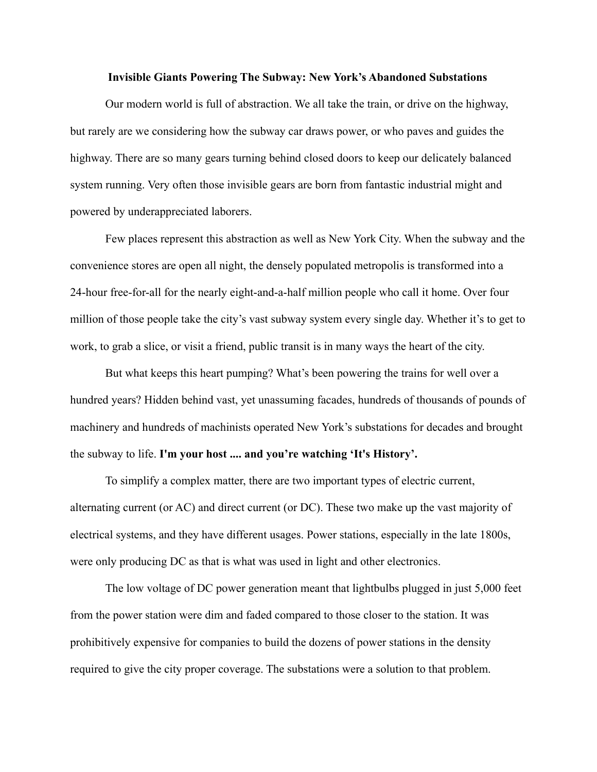# Invisible Giants Powering The Subway: New York's Abandoned Substations

Our modern world is full of abstraction. We all take the train, or drive on the highway, but rarely are we considering how the subway car draws power, or who paves and guides the highway. There are so many gears turning behind closed doors to keep our delicately balanced system running. Very often those invisible gears are born from fantastic industrial might and powered by underappreciated laborers.

Few places represent this abstraction as well as New York City. When the subway and the convenience stores are open all night, the densely populated metropolis is transformed into a 24-hour free-for-all for the nearly eight-and-a-half million people who call it home. Over four million of those people take the city's vast subway system every single day. Whether it's to get to work, to grab a slice, or visit a friend, public transit is in many ways the heart of the city.

But what keeps this heart pumping? What's been powering the trains for well over a hundred years? Hidden behind vast, yet unassuming facades, hundreds of thousands of pounds of machinery and hundreds of machinists operated New York's substations for decades and brought the subway to life. **I'm your host .... and you're watching 'It's History'.**

To simplify a complex matter, there are two important types of electric current, alternating current (or AC) and direct current (or DC). These two make up the vast majority of electrical systems, and they have different usages. Power stations, especially in the late 1800s, were only producing DC as that is what was used in light and other electronics.

The low voltage of DC power generation meant that lightbulbs plugged in just 5,000 feet from the power station were dim and faded compared to those closer to the station. It was prohibitively expensive for companies to build the dozens of power stations in the density required to give the city proper coverage. The substations were a solution to that problem.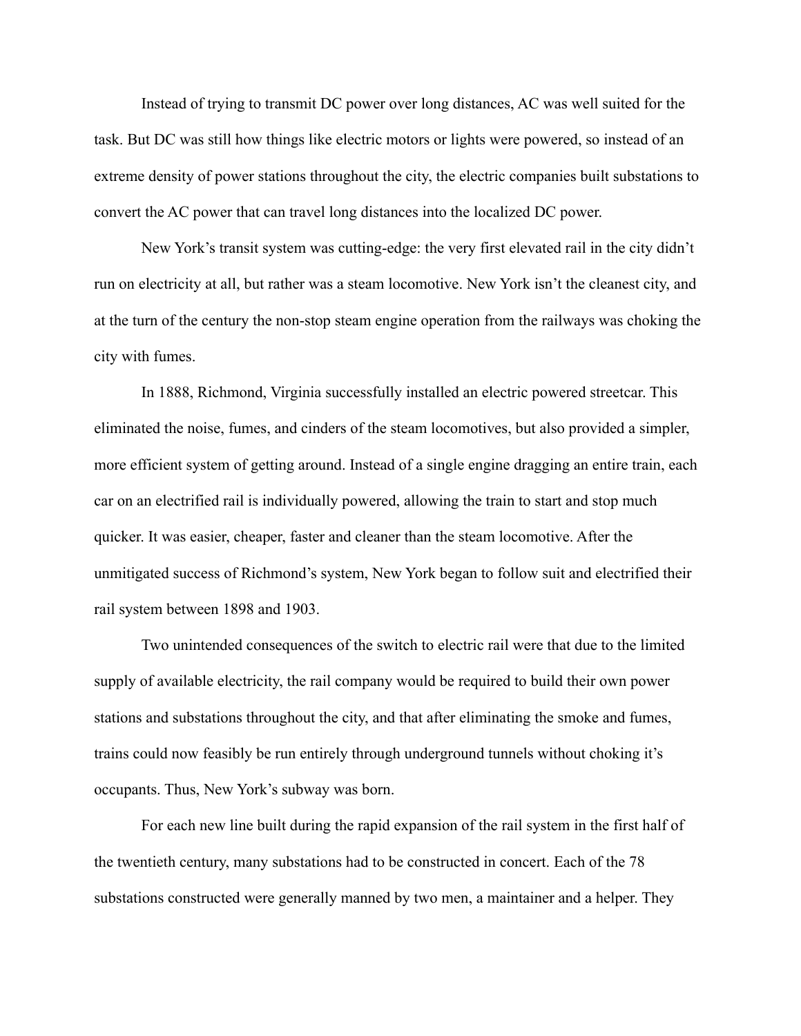Instead of trying to transmit DC power over long distances, AC was well suited for the task. But DC was still how things like electric motors or lights were powered, so instead of an extreme density of power stations throughout the city, the electric companies built substations to convert the AC power that can travel long distances into the localized DC power.

New York's transit system was cutting-edge: the very first elevated rail in the city didn't run on electricity at all, but rather was a steam locomotive. New York isn't the cleanest city, and at the turn of the century the non-stop steam engine operation from the railways was choking the city with fumes.

In 1888, Richmond, Virginia successfully installed an electric powered streetcar. This eliminated the noise, fumes, and cinders of the steam locomotives, but also provided a simpler, more efficient system of getting around. Instead of a single engine dragging an entire train, each car on an electrified rail is individually powered, allowing the train to start and stop much quicker. It was easier, cheaper, faster and cleaner than the steam locomotive. After the unmitigated success of Richmond's system, New York began to follow suit and electrified their rail system between 1898 and 1903.

Two unintended consequences of the switch to electric rail were that due to the limited supply of available electricity, the rail company would be required to build their own power stations and substations throughout the city, and that after eliminating the smoke and fumes, trains could now feasibly be run entirely through underground tunnels without choking it's occupants. Thus, New York's subway was born.

For each new line built during the rapid expansion of the rail system in the first half of the twentieth century, many substations had to be constructed in concert. Each of the 78 substations constructed were generally manned by two men, a maintainer and a helper. They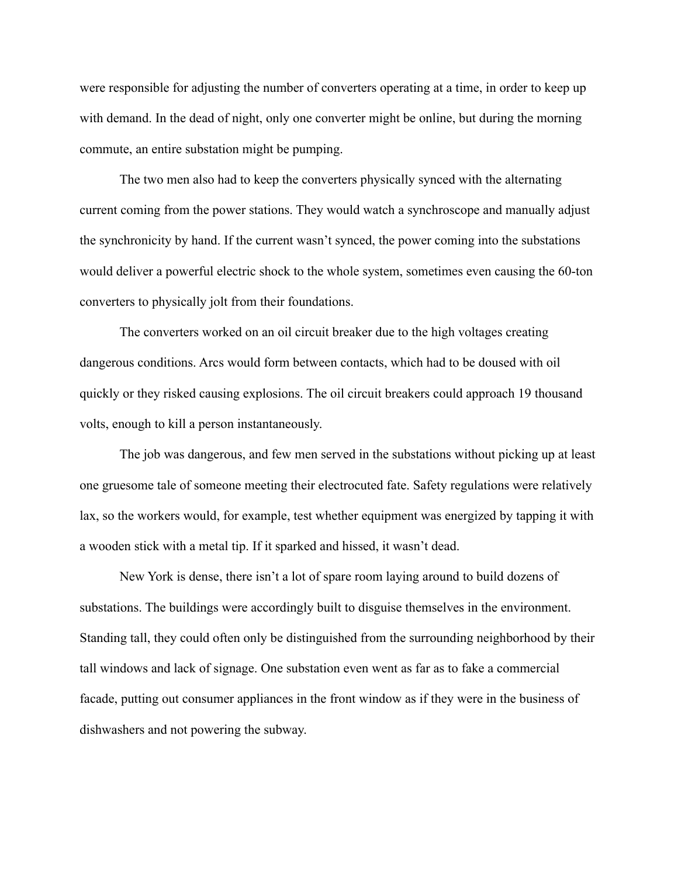were responsible for adjusting the number of converters operating at a time, in order to keep up with demand. In the dead of night, only one converter might be online, but during the morning commute, an entire substation might be pumping.

The two men also had to keep the converters physically synced with the alternating current coming from the power stations. They would watch a synchroscope and manually adjust the synchronicity by hand. If the current wasn't synced, the power coming into the substations would deliver a powerful electric shock to the whole system, sometimes even causing the 60-ton converters to physically jolt from their foundations.

The converters worked on an oil circuit breaker due to the high voltages creating dangerous conditions. Arcs would form between contacts, which had to be doused with oil quickly or they risked causing explosions. The oil circuit breakers could approach 19 thousand volts, enough to kill a person instantaneously.

The job was dangerous, and few men served in the substations without picking up at least one gruesome tale of someone meeting their electrocuted fate. Safety regulations were relatively lax, so the workers would, for example, test whether equipment was energized by tapping it with a wooden stick with a metal tip. If it sparked and hissed, it wasn't dead.

New York is dense, there isn't a lot of spare room laying around to build dozens of substations. The buildings were accordingly built to disguise themselves in the environment. Standing tall, they could often only be distinguished from the surrounding neighborhood by their tall windows and lack of signage. One substation even went as far as to fake a commercial facade, putting out consumer appliances in the front window as if they were in the business of dishwashers and not powering the subway.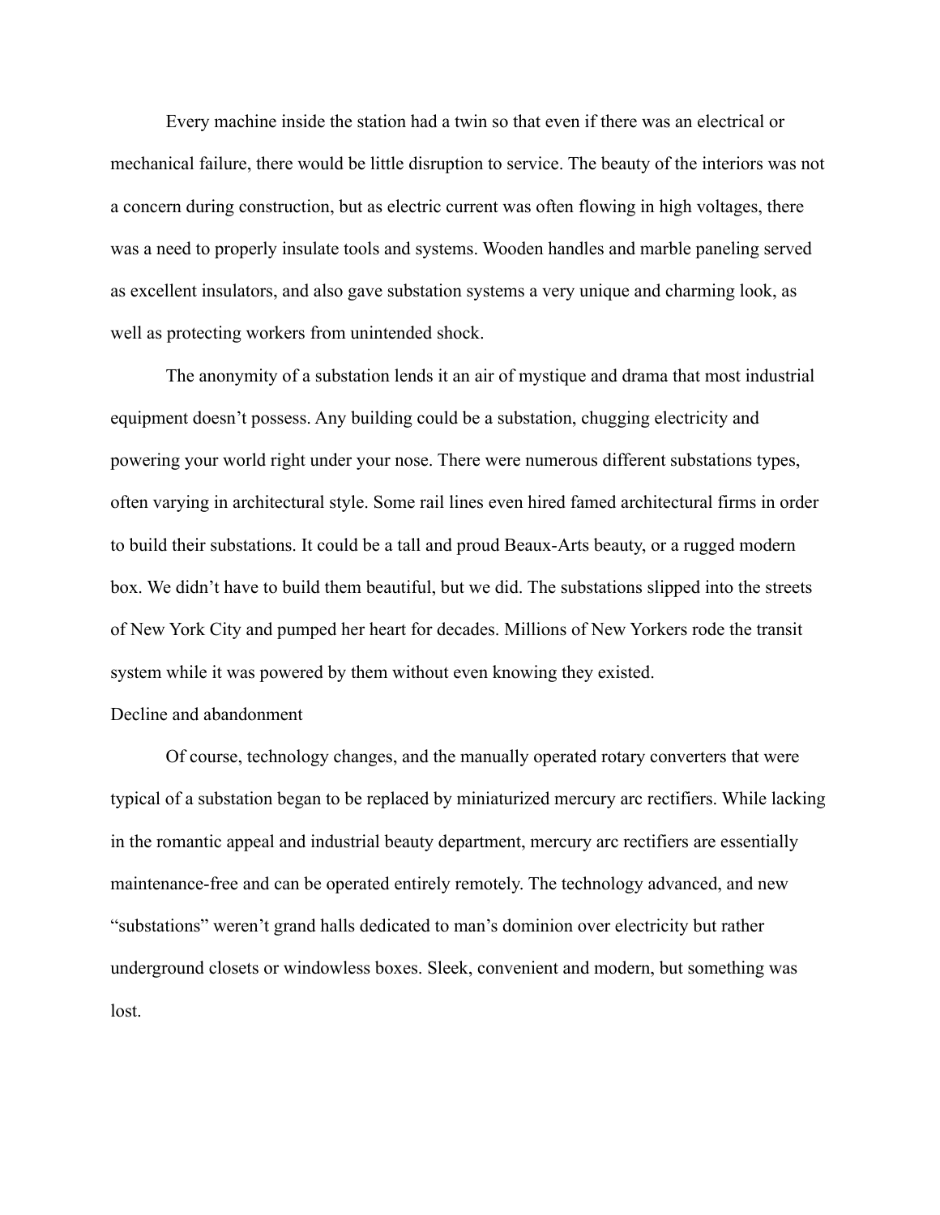Every machine inside the station had a twin so that even if there was an electrical or mechanical failure, there would be little disruption to service. The beauty of the interiors was not a concern during construction, but as electric current was often flowing in high voltages, there was a need to properly insulate tools and systems. Wooden handles and marble paneling served as excellent insulators, and also gave substation systems a very unique and charming look, as well as protecting workers from unintended shock.

The anonymity of a substation lends it an air of mystique and drama that most industrial equipment doesn't possess. Any building could be a substation, chugging electricity and powering your world right under your nose. There were numerous different substations types, often varying in architectural style. Some rail lines even hired famed architectural firms in order to build their substations. It could be a tall and proud Beaux-Arts beauty, or a rugged modern box. We didn't have to build them beautiful, but we did. The substations slipped into the streets of New York City and pumped her heart for decades. Millions of New Yorkers rode the transit system while it was powered by them without even knowing they existed.

## Decline and abandonment

Of course, technology changes, and the manually operated rotary converters that were typical of a substation began to be replaced by miniaturized mercury arc rectifiers. While lacking in the romantic appeal and industrial beauty department, mercury arc rectifiers are essentially maintenance-free and can be operated entirely remotely. The technology advanced, and new "substations" weren't grand halls dedicated to man's dominion over electricity but rather underground closets or windowless boxes. Sleek, convenient and modern, but something was lost.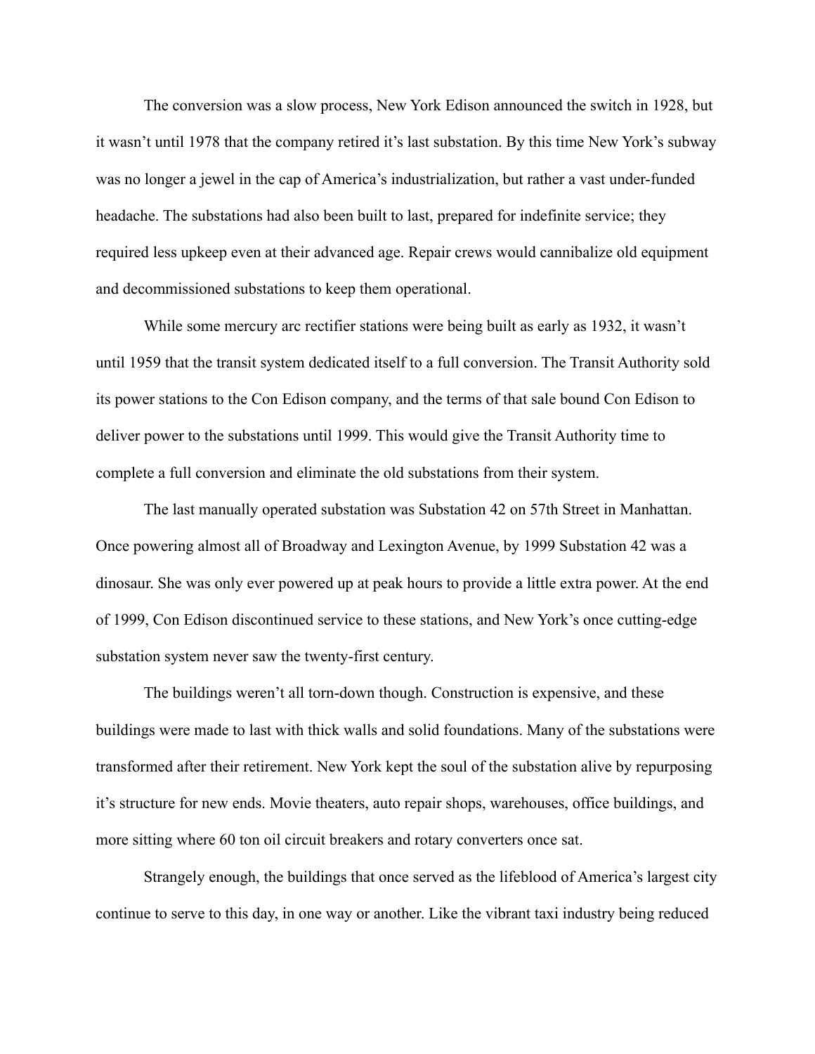The conversion was a slow process, New York Edison announced the switch in 1928, but it wasn't until 1978 that the company retired it's last substation. By this time New York's subway was no longer a jewel in the cap of America's industrialization, but rather a vast under-funded headache. The substations had also been built to last, prepared for indefinite service; they required less upkeep even at their advanced age. Repair crews would cannibalize old equipment and decommissioned substations to keep them operational.

While some mercury arc rectifier stations were being built as early as 1932, it wasn't until 1959 that the transit system dedicated itself to a full conversion. The Transit Authority sold its power stations to the Con Edison company, and the terms of that sale bound Con Edison to deliver power to the substations until 1999. This would give the Transit Authority time to complete a full conversion and eliminate the old substations from their system.

The last manually operated substation was Substation 42 on 57th Street in Manhattan. Once powering almost all of Broadway and Lexington Avenue, by 1999 Substation 42 was a dinosaur. She was only ever powered up at peak hours to provide a little extra power. At the end of 1999, Con Edison discontinued service to these stations, and New York's once cutting-edge substation system never saw the twenty-first century.

The buildings weren't all torn-down though. Construction is expensive, and these buildings were made to last with thick walls and solid foundations. Many of the substations were transformed after their retirement. New York kept the soul of the substation alive by repurposing it's structure for new ends. Movie theaters, auto repair shops, warehouses, office buildings, and more sitting where 60 ton oil circuit breakers and rotary converters once sat.

Strangely enough, the buildings that once served as the lifeblood of America's largest city continue to serve to this day, in one way or another. Like the vibrant taxi industry being reduced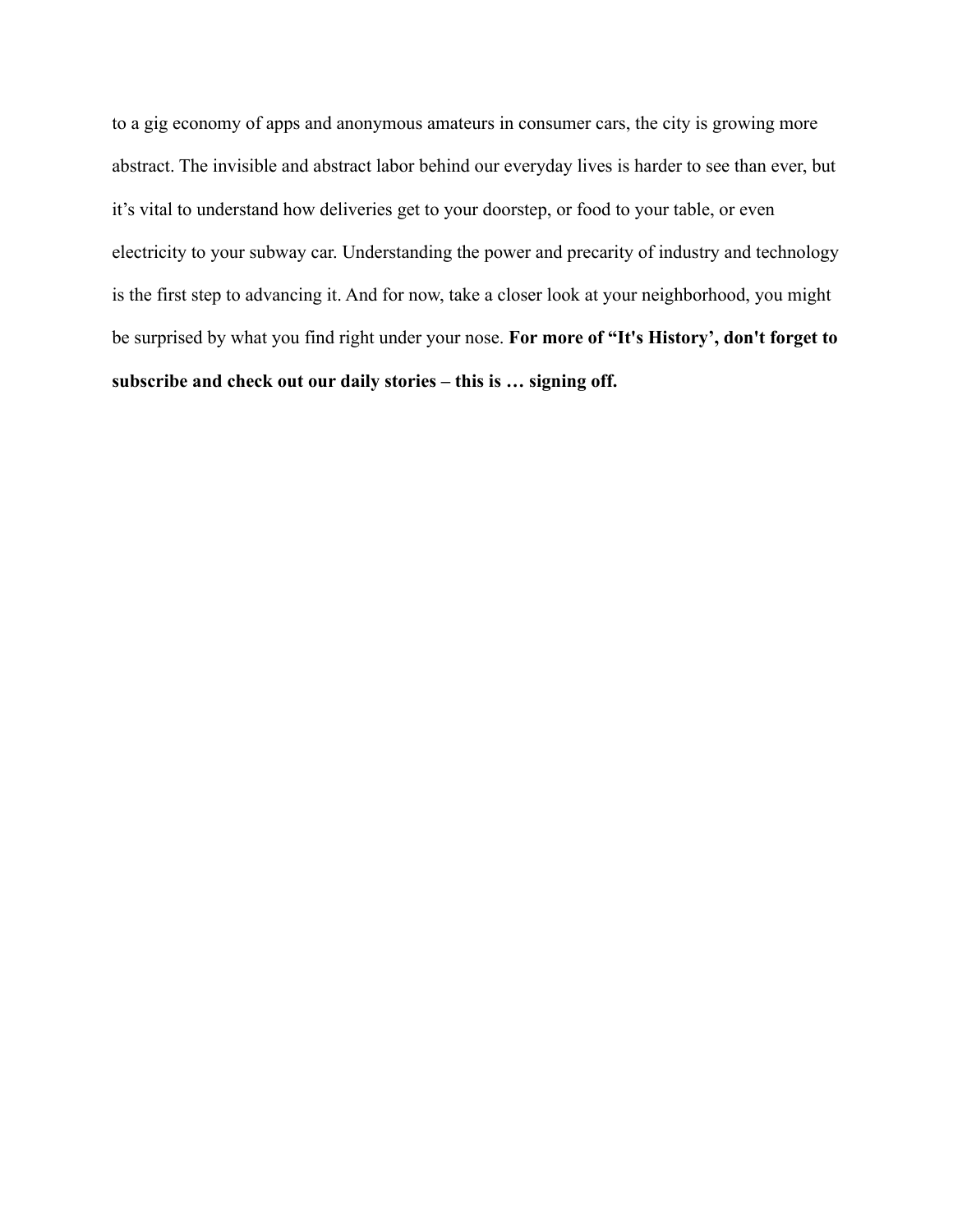to a gig economy of apps and anonymous amateurs in consumer cars, the city is growing more abstract. The invisible and abstract labor behind our everyday lives is harder to see than ever, but it's vital to understand how deliveries get to your doorstep, or food to your table, or even electricity to your subway car. Understanding the power and precarity of industry and technology is the first step to advancing it. And for now, take a closer look at your neighborhood, you might be surprised by what you find right under your nose. **For more of "It's History', don't forget to subscribe and check out our daily stories – this is … signing off.**